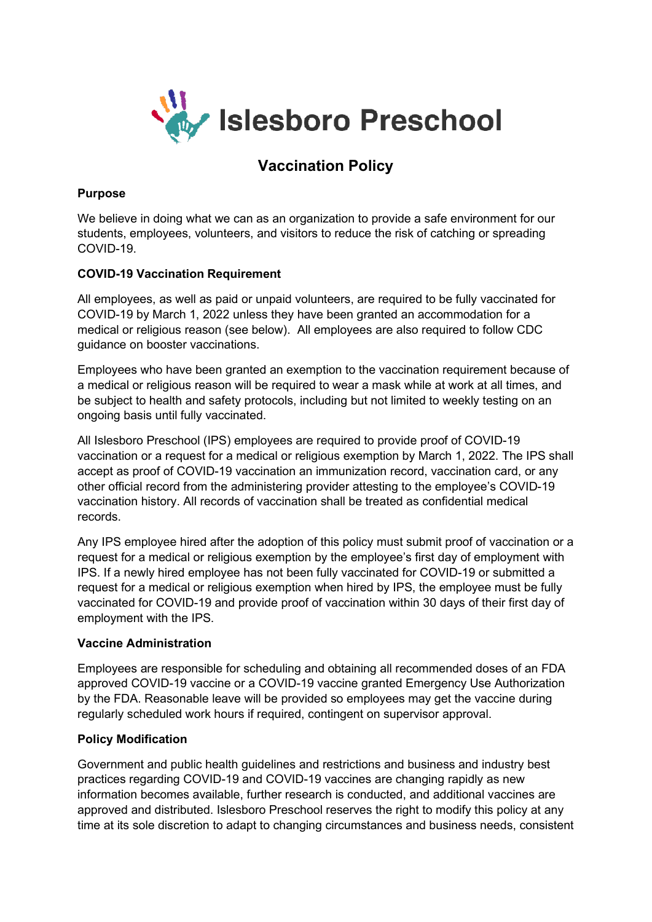# Islesboro Preschool

## Vaccination Policy

**Purpose**

We believe in doing what we can as an organization to provide a safe environment for our students, employees, volunteers, and visitors to reduce the risk of catching or spreading COVID-19.

**COVID-19 Vaccination Requirement**

All employees, as well as paid or unpaid volunteers, are required to be fully vaccinated for COVID-19 by March 1, 2022 unless they have been granted an accommodation for a medical or religious reason (see below). All employees are also required to follow CDC guidance on booster vaccinations.

Employees who have been granted an exemption to the vaccination requirement because of a medical or religious reason will be required to wear a mask while at work at all times, and be subject to health and safety protocols, including but not limited to weekly testing on an ongoing basis until fully vaccinated.

All Islesboro Preschool (IPS) employees are required to provide proof of COVID-19 vaccination or a request for a medical or religious exemption by March 1, 2022. The IPS shall accept as proof of COVID-19 vaccination an immunization record, vaccination card, or any other official record from the administering provider attesting to the employee's COVID-19 vaccination history. All records of vaccination shall be treated as confidential medical records.

Any IPS employee hired after the adoption of this policy must submit proof of vaccination or a request for a medical or religious exemption by the employee's first day of employment with IPS. If a newly hired employee has not been fully vaccinated for COVID-19 or submitted a request for a medical or religious exemption when hired by IPS, the employee must be fully vaccinated for COVID-19 and provide proof of vaccination within 30 days of their first day of employment with the IPS.

**Vaccine Administration**

Employees are responsible for scheduling and obtaining all recommended doses of an FDA approved COVID-19 vaccine or a COVID-19 vaccine granted Emergency Use Authorization by the FDA. Reasonable leave will be provided so employees may get the vaccine during regularly scheduled work hours if required, contingent on supervisor approval.

**Policy Modification**

Government and public health guidelines and restrictions and business and industry best practices regarding COVID-19 and COVID-19 vaccines are changing rapidly as new information becomes available, further research is conducted, and additional vaccines are approved and distributed. Islesboro Preschool reserves the right to modify this policy at any time at its sole discretion to adapt to changing circumstances and business needs, consistent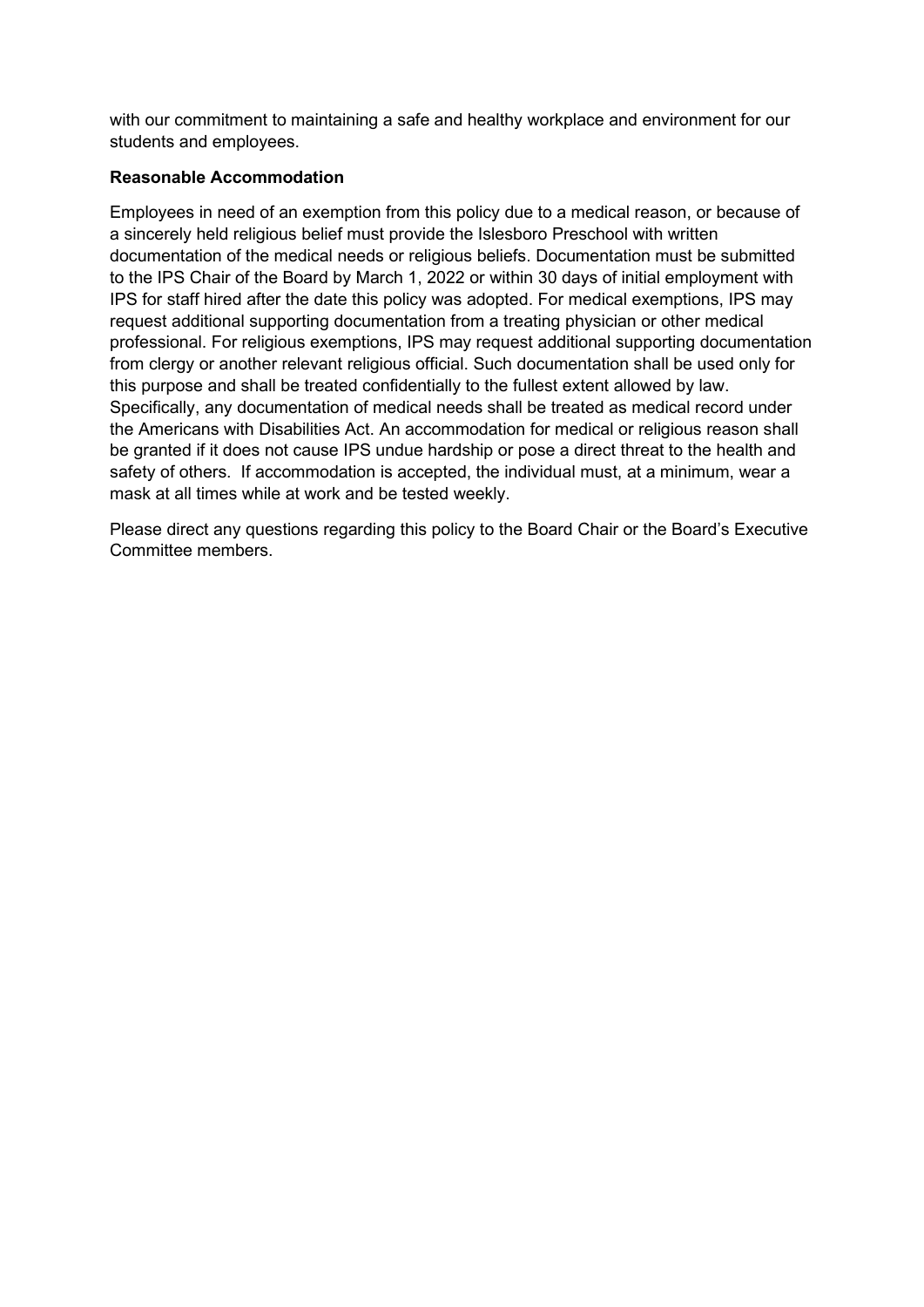with our commitment to maintaining a safe and healthy workplace and environment for our students and employees.

**Reasonable Accommodation**

Employees in need of an exemption from this policy due to a medical reason, or because of a sincerely held religious belief must provide the Islesboro Preschool with written documentation of the medical needs or religious beliefs. Documentation must be submitted to the IPS Chair of the Board by March 1, 2022 or within 30 days of initial employment with IPS for staff hired after the date this policy was adopted. For medical exemptions, IPS may request additional supporting documentation from a treating physician or other medical professional. For religious exemptions, IPS may request additional supporting documentation from clergy or another relevant religious official. Such documentation shall be used only for this purpose and shall be treated confidentially to the fullest extent allowed by law. Specifically, any documentation of medical needs shall be treated as medical record under the Americans with Disabilities Act. An accommodation for medical or religious reason shall be granted if it does not cause IPS undue hardship or pose a direct threat to the health and safety of others. If accommodation is accepted, the individual must, at a minimum, wear a mask at all times while at work and be tested weekly.

Please direct any questions regarding this policy to the Board Chair or the Board's Executive Committee members.